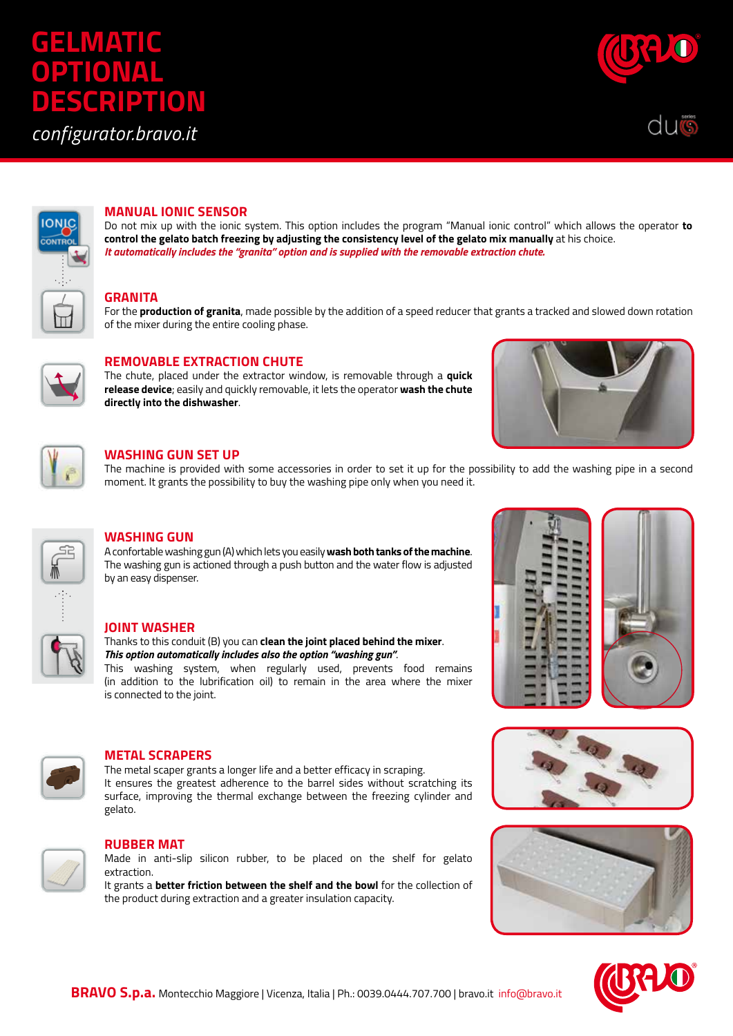# GELMATIC OPTIONAL DESCRIPTION

*configurator.bravo.it*

## MANUAL IONIC SENSOR

Do not mix up with the ionic system. This option includes the program "Manual ionic control" which allows the operator **to control the gelato batch freezing by adjusting the consistency level of the gelato mix manually** at his choice.

***It automatically includes the "granita" option and is supplied with the removable extraction chute.***

## GRANITA

For the **production of granita**, made possible by the addition of a speed reducer that grants a tracked and slowed down rotation of the mixer during the entire cooling phase.

## REMOVABLE EXTRACTION CHUTE

The chute, placed under the extractor window, is removable through a **quick release device**; easily and quickly removable, it lets the operator **wash the chute directly into the dishwasher**.

## WASHING GUN SET UP

The machine is provided with some accessories in order to set it up for the possibility to add the washing pipe in a second moment. It grants the possibility to buy the washing pipe only when you need it.

## WASHING GUN

A confortable washing gun (A) which lets you easily **wash both tanks of the machine**. The washing gun is actioned through a push button and the water flow is adjusted by an easy dispenser.

## JOINT WASHER

Thanks to this conduit (B) you can **clean the joint placed behind the mixer**.

***This option automatically includes also the option "washing gun".***

This washing system, when regularly used, prevents food remains (in addition to the lubrification oil) to remain in the area where the mixer is connected to the joint.

## METAL SCRAPERS

The metal scaper grants a longer life and a better efficacy in scraping.

It ensures the greatest adherence to the barrel sides without scratching its surface, improving the thermal exchange between the freezing cylinder and gelato.

## RUBBER MAT

Made in anti-slip silicon rubber, to be placed on the shelf for gelato extraction.

It grants a **better friction between the shelf and the bowl** for the collection of the product during extraction and a greater insulation capacity.

**BRAVO S.p.a.** Montecchio Maggiore | Vicenza, Italia | Ph.: 0039.0444.707.700 | bravo.it info@bravo.it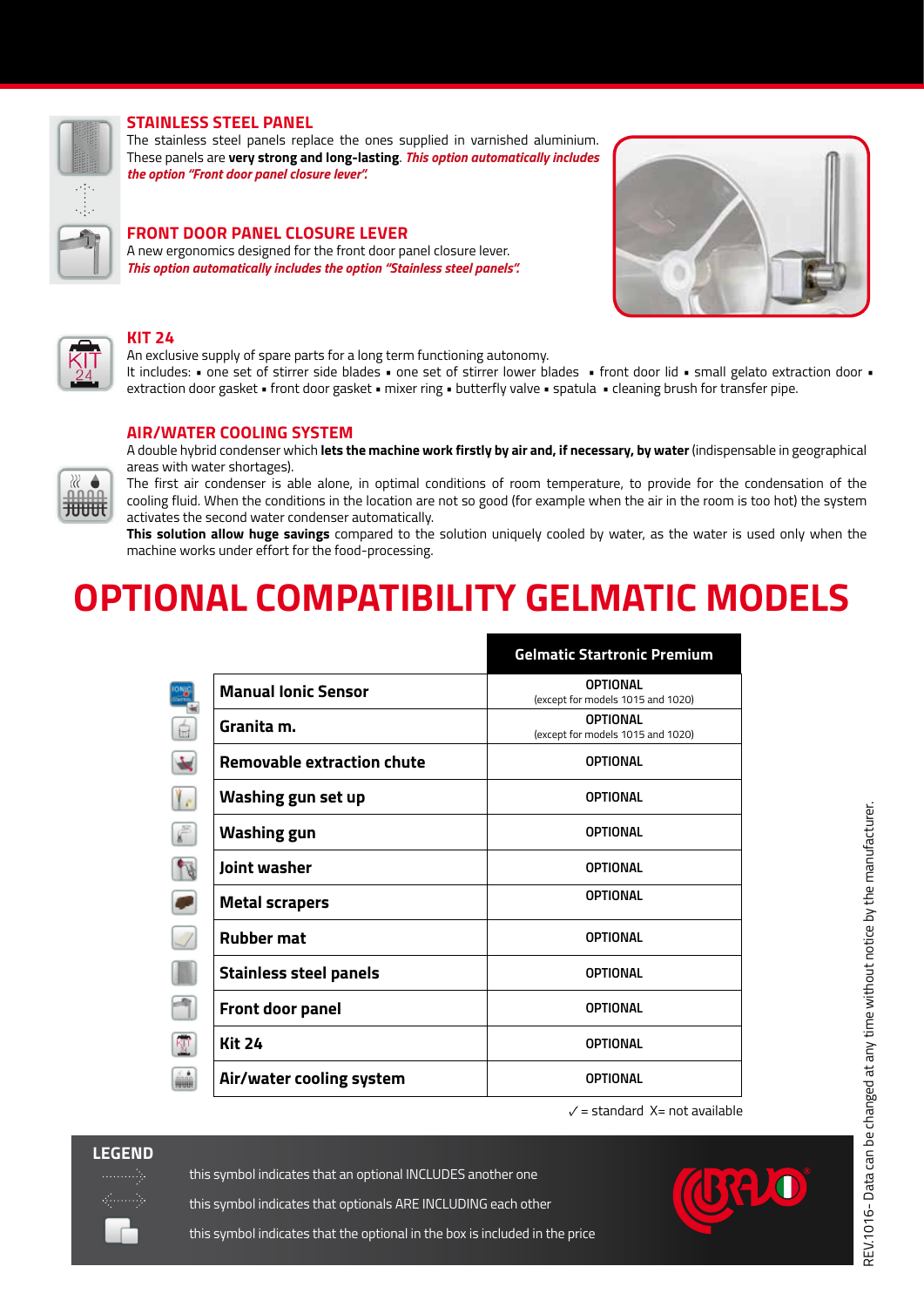## STAINLESS STEEL PANEL

The stainless steel panels replace the ones supplied in varnished aluminium. These panels are **very strong and long-lasting**. ***This option automatically includes the option "Front door panel closure lever".***

## FRONT DOOR PANEL CLOSURE LEVER

A new ergonomics designed for the front door panel closure lever.
***This option automatically includes the option "Stainless steel panels".***

## KIT 24

An exclusive supply of spare parts for a long term functioning autonomy.
It includes: ▪ one set of stirrer side blades ▪ one set of stirrer lower blades ▪ front door lid ▪ small gelato extraction door ▪ extraction door gasket ▪ front door gasket ▪ mixer ring ▪ butterfly valve ▪ spatula ▪ cleaning brush for transfer pipe.

## AIR/WATER COOLING SYSTEM

A double hybrid condenser which **lets the machine work firstly by air and, if necessary, by water** (indispensable in geographical areas with water shortages).
The first air condenser is able alone, in optimal conditions of room temperature, to provide for the condensation of the cooling fluid. When the conditions in the location are not so good (for example when the air in the room is too hot) the system activates the second water condenser automatically.
**This solution allow huge savings** compared to the solution uniquely cooled by water, as the water is used only when the machine works under effort for the food-processing.

# OPTIONAL COMPATIBILITY GELMATIC MODELS

| | Gelmatic Startronic Premium |
|---|---|
| **Manual Ionic Sensor** | OPTIONAL (except for models 1015 and 1020) |
| **Granita m.** | OPTIONAL (except for models 1015 and 1020) |
| **Removable extraction chute** | OPTIONAL |
| **Washing gun set up** | OPTIONAL |
| **Washing gun** | OPTIONAL |
| **Joint washer** | OPTIONAL |
| **Metal scrapers** | OPTIONAL |
| **Rubber mat** | OPTIONAL |
| **Stainless steel panels** | OPTIONAL |
| **Front door panel** | OPTIONAL |
| **Kit 24** | OPTIONAL |
| **Air/water cooling system** | OPTIONAL |

✓ = stantdard X= not available

**LEGEND**

this symbol indicates that an optional INCLUDES another one

this symbol indicates that optionals ARE INCLUDING each other

this symbol indicates that the optional in the box is included in the price

REV.1016- Data can be changed at any time without notice by the manufacturer.